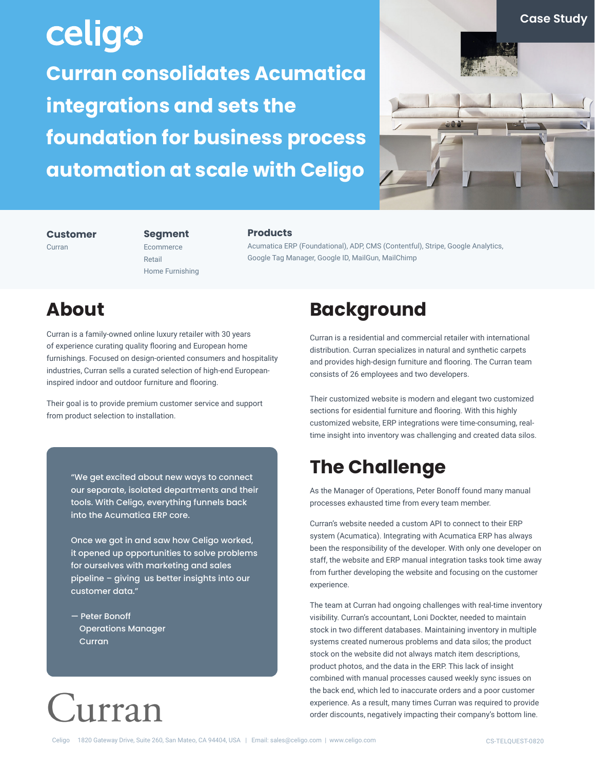celigo

Case Study

# Curran consolidates Acumatica integrations and sets the foundation for business process automation at scale with Celigo

**Customer**
Curran

**Segment**
Ecommerce
Retail
Home Furnishing

**Products**
Acumatica ERP (Foundational), ADP, CMS (Contentful), Stripe, Google Analytics, Google Tag Manager, Google ID, MailGun, MailChimp

## About

Curran is a family-owned online luxury retailer with 30 years of experience curating quality flooring and European home furnishings. Focused on design-oriented consumers and hospitality industries, Curran sells a curated selection of high-end European-inspired indoor and outdoor furniture and flooring.

Their goal is to provide premium customer service and support from product selection to installation.

> "We get excited about new ways to connect our separate, isolated departments and their tools. With Celigo, everything funnels back into the Acumatica ERP core.
>
> Once we got in and saw how Celigo worked, it opened up opportunities to solve problems for ourselves with marketing and sales pipeline – giving us better insights into our customer data."
>
> — Peter Bonoff
> Operations Manager
> Curran

Curran

## Background

Curran is a residential and commercial retailer with international distribution. Curran specializes in natural and synthetic carpets and provides high-design furniture and flooring. The Curran team consists of 26 employees and two developers.

Their customized website is modern and elegant two customized sections for esidential furniture and flooring. With this highly customized website, ERP integrations were time-consuming, real-time insight into inventory was challenging and created data silos.

## The Challenge

As the Manager of Operations, Peter Bonoff found many manual processes exhausted time from every team member.

Curran's website needed a custom API to connect to their ERP system (Acumatica). Integrating with Acumatica ERP has always been the responsibility of the developer. With only one developer on staff, the website and ERP manual integration tasks took time away from further developing the website and focusing on the customer experience.

The team at Curran had ongoing challenges with real-time inventory visibility. Curran's accountant, Loni Dockter, needed to maintain stock in two different databases. Maintaining inventory in multiple systems created numerous problems and data silos; the product stock on the website did not always match item descriptions, product photos, and the data in the ERP. This lack of insight combined with manual processes caused weekly sync issues on the back end, which led to inaccurate orders and a poor customer experience. As a result, many times Curran was required to provide order discounts, negatively impacting their company's bottom line.

Celigo 1820 Gateway Drive, Suite 260, San Mateo, CA 94404, USA | Email: sales@celigo.com | www.celigo.com

CS-TELQUEST-0820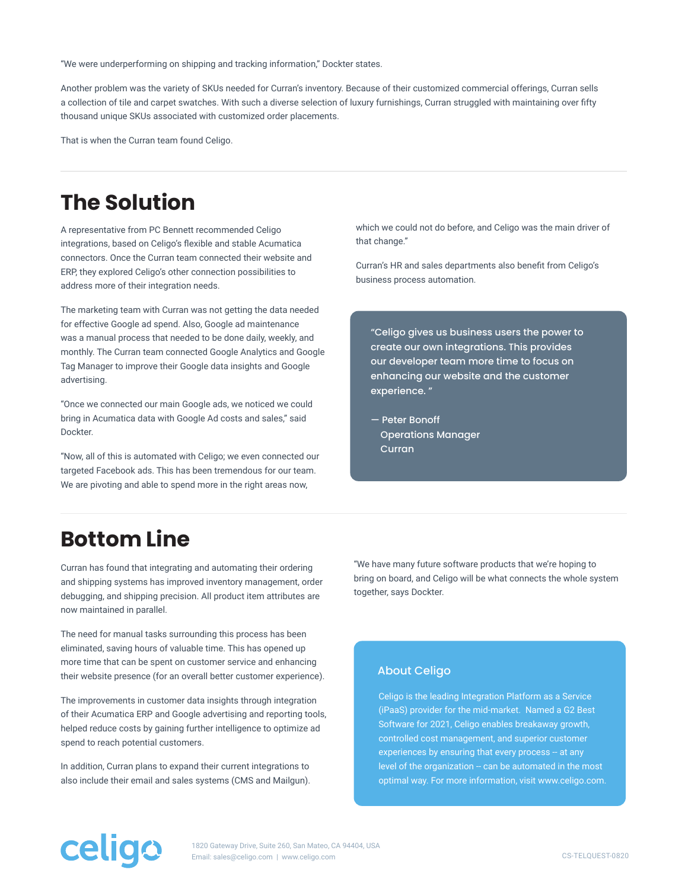"We were underperforming on shipping and tracking information," Dockter states.

Another problem was the variety of SKUs needed for Curran's inventory. Because of their customized commercial offerings, Curran sells a collection of tile and carpet swatches. With such a diverse selection of luxury furnishings, Curran struggled with maintaining over fifty thousand unique SKUs associated with customized order placements.

That is when the Curran team found Celigo.

## The Solution

A representative from PC Bennett recommended Celigo integrations, based on Celigo's flexible and stable Acumatica connectors. Once the Curran team connected their website and ERP, they explored Celigo's other connection possibilities to address more of their integration needs.

The marketing team with Curran was not getting the data needed for effective Google ad spend. Also, Google ad maintenance was a manual process that needed to be done daily, weekly, and monthly. The Curran team connected Google Analytics and Google Tag Manager to improve their Google data insights and Google advertising.

"Once we connected our main Google ads, we noticed we could bring in Acumatica data with Google Ad costs and sales," said Dockter.

"Now, all of this is automated with Celigo; we even connected our targeted Facebook ads. This has been tremendous for our team. We are pivoting and able to spend more in the right areas now, which we could not do before, and Celigo was the main driver of that change."

Curran's HR and sales departments also benefit from Celigo's business process automation.

> "Celigo gives us business users the power to create our own integrations. This provides our developer team more time to focus on enhancing our website and the customer experience. "
>
> — Peter Bonoff
> Operations Manager
> Curran

## Bottom Line

Curran has found that integrating and automating their ordering and shipping systems has improved inventory management, order debugging, and shipping precision. All product item attributes are now maintained in parallel.

The need for manual tasks surrounding this process has been eliminated, saving hours of valuable time. This has opened up more time that can be spent on customer service and enhancing their website presence (for an overall better customer experience).

The improvements in customer data insights through integration of their Acumatica ERP and Google advertising and reporting tools, helped reduce costs by gaining further intelligence to optimize ad spend to reach potential customers.

In addition, Curran plans to expand their current integrations to also include their email and sales systems (CMS and Mailgun).

"We have many future software products that we're hoping to bring on board, and Celigo will be what connects the whole system together, says Dockter.

### About Celigo

Celigo is the leading Integration Platform as a Service (iPaaS) provider for the mid-market. Named a G2 Best Software for 2021, Celigo enables breakaway growth, controlled cost management, and superior customer experiences by ensuring that every process -- at any level of the organization -- can be automated in the most optimal way. For more information, visit www.celigo.com.

celigo

1820 Gateway Drive, Suite 260, San Mateo, CA 94404, USA
Email: sales@celigo.com | www.celigo.com

CS-TELQUEST-0820